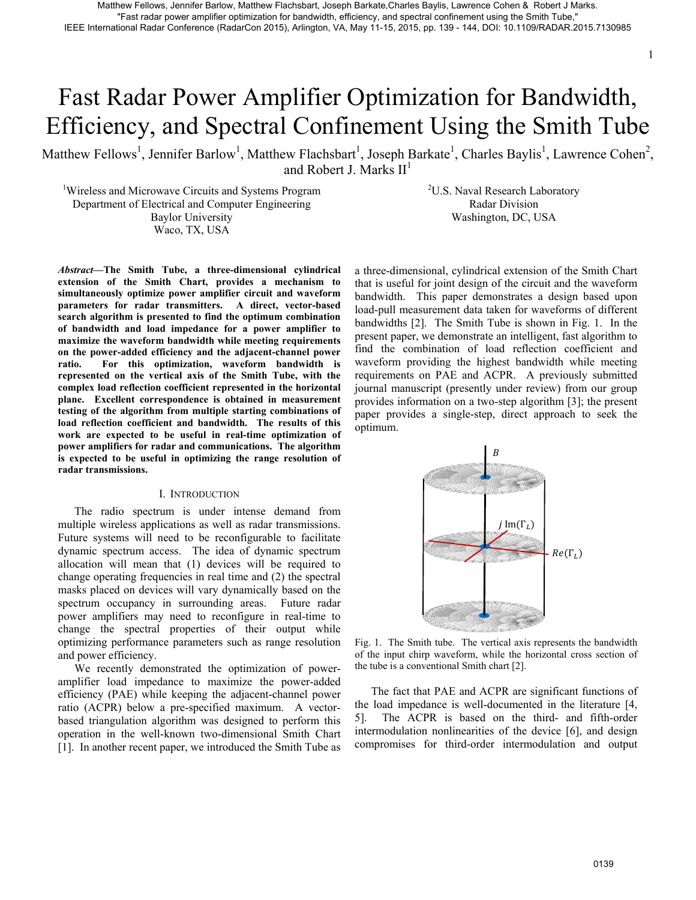Matthew Fellows, Jennifer Barlow, Matthew Flachsbart, Joseph Barkate,Charles Baylis, Lawrence Cohen & Robert J Marks.
"Fast radar power amplifier optimization for bandwidth, efficiency, and spectral confinement using the Smith Tube,"
IEEE International Radar Conference (RadarCon 2015), Arlington, VA, May 11-15, 2015, pp. 139 - 144, DOI: 10.1109/RADAR.2015.7130985

# Fast Radar Power Amplifier Optimization for Bandwidth, Efficiency, and Spectral Confinement Using the Smith Tube

Matthew Fellows[1], Jennifer Barlow[1], Matthew Flachsbart[1], Joseph Barkate[1], Charles Baylis[1], Lawrence Cohen[2], and Robert J. Marks II[1]

[1]Wireless and Microwave Circuits and Systems Program
Department of Electrical and Computer Engineering
Baylor University
Waco, TX, USA

[2]U.S. Naval Research Laboratory
Radar Division
Washington, DC, USA

***Abstract*—The Smith Tube, a three-dimensional cylindrical extension of the Smith Chart, provides a mechanism to simultaneously optimize power amplifier circuit and waveform parameters for radar transmitters. A direct, vector-based search algorithm is presented to find the optimum combination of bandwidth and load impedance for a power amplifier to maximize the waveform bandwidth while meeting requirements on the power-added efficiency and the adjacent-channel power ratio. For this optimization, waveform bandwidth is represented on the vertical axis of the Smith Tube, with the complex load reflection coefficient represented in the horizontal plane. Excellent correspondence is obtained in measurement testing of the algorithm from multiple starting combinations of load reflection coefficient and bandwidth. The results of this work are expected to be useful in real-time optimization of power amplifiers for radar and communications. The algorithm is expected to be useful in optimizing the range resolution of radar transmissions.**

## I. Introduction

The radio spectrum is under intense demand from multiple wireless applications as well as radar transmissions. Future systems will need to be reconfigurable to facilitate dynamic spectrum access. The idea of dynamic spectrum allocation will mean that (1) devices will be required to change operating frequencies in real time and (2) the spectral masks placed on devices will vary dynamically based on the spectrum occupancy in surrounding areas. Future radar power amplifiers may need to reconfigure in real-time to change the spectral properties of their output while optimizing performance parameters such as range resolution and power efficiency.

We recently demonstrated the optimization of power-amplifier load impedance to maximize the power-added efficiency (PAE) while keeping the adjacent-channel power ratio (ACPR) below a pre-specified maximum. A vector-based triangulation algorithm was designed to perform this operation in the well-known two-dimensional Smith Chart [1]. In another recent paper, we introduced the Smith Tube as a three-dimensional, cylindrical extension of the Smith Chart that is useful for joint design of the circuit and the waveform bandwidth. This paper demonstrates a design based upon load-pull measurement data taken for waveforms of different bandwidths [2]. The Smith Tube is shown in Fig. 1. In the present paper, we demonstrate an intelligent, fast algorithm to find the combination of load reflection coefficient and waveform providing the highest bandwidth while meeting requirements on PAE and ACPR. A previously submitted journal manuscript (presently under review) from our group provides information on a two-step algorithm [3]; the present paper provides a single-step, direct approach to seek the optimum.

Fig. 1. The Smith tube. The vertical axis represents the bandwidth of the input chirp waveform, while the horizontal cross section of the tube is a conventional Smith chart [2].

The fact that PAE and ACPR are significant functions of the load impedance is well-documented in the literature [4, 5]. The ACPR is based on the third- and fifth-order intermodulation nonlinearities of the device [6], and design compromises for third-order intermodulation and output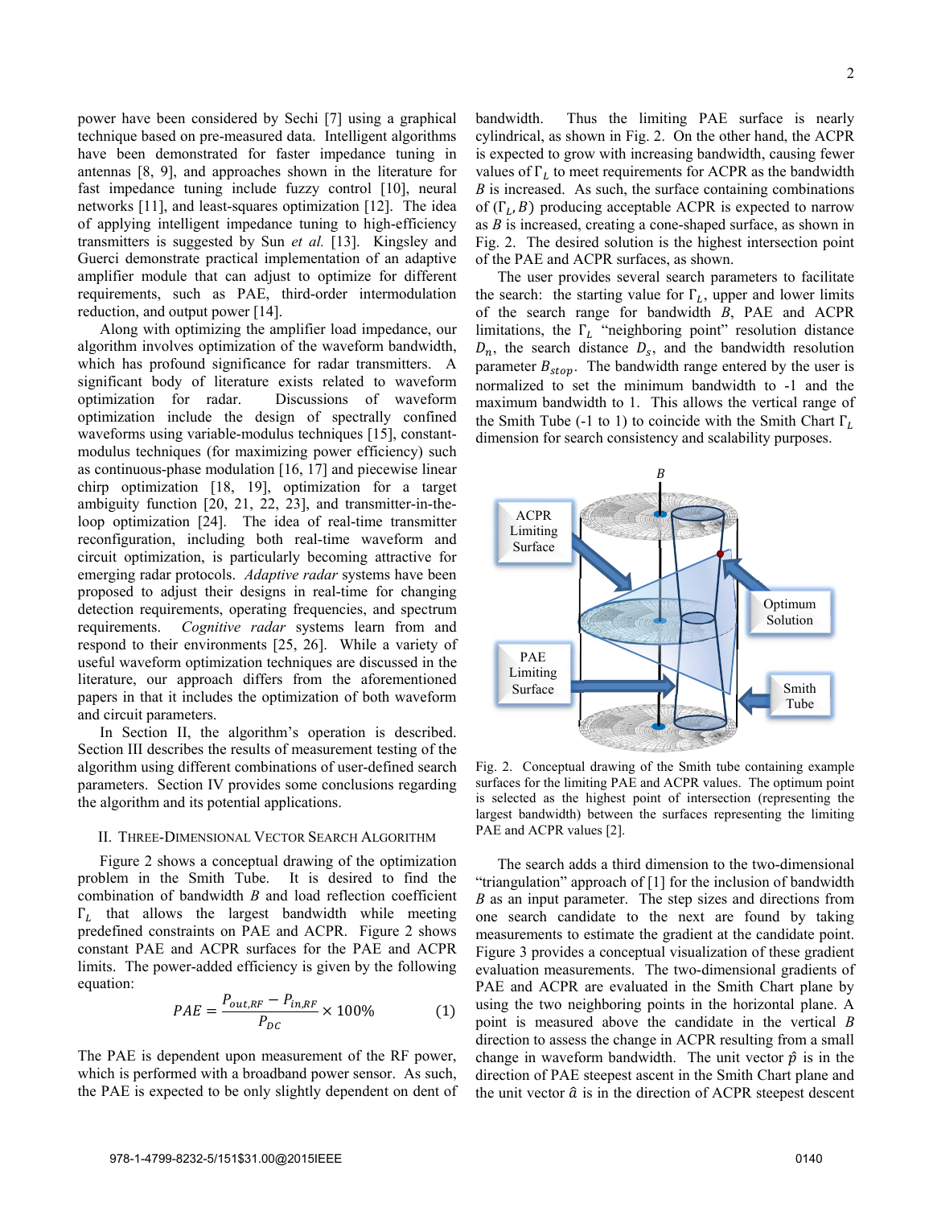power have been considered by Sechi [7] using a graphical technique based on pre-measured data. Intelligent algorithms have been demonstrated for faster impedance tuning in antennas [8, 9], and approaches shown in the literature for fast impedance tuning include fuzzy control [10], neural networks [11], and least-squares optimization [12]. The idea of applying intelligent impedance tuning to high-efficiency transmitters is suggested by Sun *et al.* [13]. Kingsley and Guerci demonstrate practical implementation of an adaptive amplifier module that can adjust to optimize for different requirements, such as PAE, third-order intermodulation reduction, and output power [14].

Along with optimizing the amplifier load impedance, our algorithm involves optimization of the waveform bandwidth, which has profound significance for radar transmitters. A significant body of literature exists related to waveform optimization for radar. Discussions of waveform optimization include the design of spectrally confined waveforms using variable-modulus techniques [15], constant-modulus techniques (for maximizing power efficiency) such as continuous-phase modulation [16, 17] and piecewise linear chirp optimization [18, 19], optimization for a target ambiguity function [20, 21, 22, 23], and transmitter-in-the-loop optimization [24]. The idea of real-time transmitter reconfiguration, including both real-time waveform and circuit optimization, is particularly becoming attractive for emerging radar protocols. *Adaptive radar* systems have been proposed to adjust their designs in real-time for changing detection requirements, operating frequencies, and spectrum requirements. *Cognitive radar* systems learn from and respond to their environments [25, 26]. While a variety of useful waveform optimization techniques are discussed in the literature, our approach differs from the aforementioned papers in that it includes the optimization of both waveform and circuit parameters.

In Section II, the algorithm's operation is described. Section III describes the results of measurement testing of the algorithm using different combinations of user-defined search parameters. Section IV provides some conclusions regarding the algorithm and its potential applications.

## II. Three-Dimensional Vector Search Algorithm

Figure 2 shows a conceptual drawing of the optimization problem in the Smith Tube. It is desired to find the combination of bandwidth $B$ and load reflection coefficient $\Gamma_L$ that allows the largest bandwidth while meeting predefined constraints on PAE and ACPR. Figure 2 shows constant PAE and ACPR surfaces for the PAE and ACPR limits. The power-added efficiency is given by the following equation:

$$PAE = \frac{P_{out,RF} - P_{in,RF}}{P_{DC}} \times 100\% \qquad (1)$$

The PAE is dependent upon measurement of the RF power, which is performed with a broadband power sensor. As such, the PAE is expected to be only slightly dependent on dent of bandwidth. Thus the limiting PAE surface is nearly cylindrical, as shown in Fig. 2. On the other hand, the ACPR is expected to grow with increasing bandwidth, causing fewer values of $\Gamma_L$ to meet requirements for ACPR as the bandwidth $B$ is increased. As such, the surface containing combinations of $(\Gamma_L, B)$ producing acceptable ACPR is expected to narrow as $B$ is increased, creating a cone-shaped surface, as shown in Fig. 2. The desired solution is the highest intersection point of the PAE and ACPR surfaces, as shown.

The user provides several search parameters to facilitate the search: the starting value for $\Gamma_L$, upper and lower limits of the search range for bandwidth $B$, PAE and ACPR limitations, the $\Gamma_L$ "neighboring point" resolution distance $D_n$, the search distance $D_s$, and the bandwidth resolution parameter $B_{stop}$. The bandwidth range entered by the user is normalized to set the minimum bandwidth to -1 and the maximum bandwidth to 1. This allows the vertical range of the Smith Tube (-1 to 1) to coincide with the Smith Chart $\Gamma_L$ dimension for search consistency and scalability purposes.

Fig. 2. Conceptual drawing of the Smith tube containing example surfaces for the limiting PAE and ACPR values. The optimum point is selected as the highest point of intersection (representing the largest bandwidth) between the surfaces representing the limiting PAE and ACPR values [2].

The search adds a third dimension to the two-dimensional "triangulation" approach of [1] for the inclusion of bandwidth $B$ as an input parameter. The step sizes and directions from one search candidate to the next are found by taking measurements to estimate the gradient at the candidate point. Figure 3 provides a conceptual visualization of these gradient evaluation measurements. The two-dimensional gradients of PAE and ACPR are evaluated in the Smith Chart plane by using the two neighboring points in the horizontal plane. A point is measured above the candidate in the vertical $B$ direction to assess the change in ACPR resulting from a small change in waveform bandwidth. The unit vector $\hat{p}$ is in the direction of PAE steepest ascent in the Smith Chart plane and the unit vector $\hat{a}$ is in the direction of ACPR steepest descent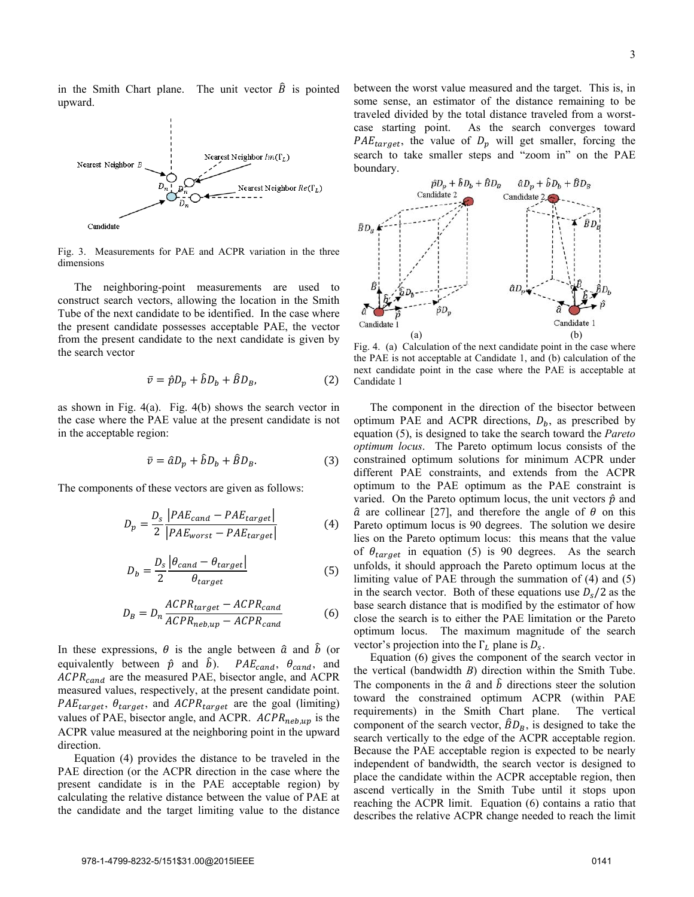in the Smith Chart plane. The unit vector $\hat{B}$ is pointed upward.

Fig. 3. Measurements for PAE and ACPR variation in the three dimensions

The neighboring-point measurements are used to construct search vectors, allowing the location in the Smith Tube of the next candidate to be identified. In the case where the present candidate possesses acceptable PAE, the vector from the present candidate to the next candidate is given by the search vector

$$\bar{v} = \hat{p}D_p + \hat{b}D_b + \hat{B}D_B, \tag{2}$$

as shown in Fig. 4(a). Fig. 4(b) shows the search vector in the case where the PAE value at the present candidate is not in the acceptable region:

$$\bar{v} = \hat{a}D_p + \hat{b}D_b + \hat{B}D_B. \tag{3}$$

The components of these vectors are given as follows:

$$D_p = \frac{D_s}{2}\frac{|PAE_{cand} - PAE_{target}|}{|PAE_{worst} - PAE_{target}|} \tag{4}$$

$$D_b = \frac{D_s}{2}\frac{|\theta_{cand} - \theta_{target}|}{\theta_{target}} \tag{5}$$

$$D_B = D_n\frac{ACPR_{target} - ACPR_{cand}}{ACPR_{neb,up} - ACPR_{cand}} \tag{6}$$

In these expressions, $\theta$ is the angle between $\hat{a}$ and $\hat{b}$ (or equivalently between $\hat{p}$ and $\hat{b}$). $PAE_{cand}$, $\theta_{cand}$, and $ACPR_{cand}$ are the measured PAE, bisector angle, and ACPR measured values, respectively, at the present candidate point. $PAE_{target}$, $\theta_{target}$, and $ACPR_{target}$ are the goal (limiting) values of PAE, bisector angle, and ACPR. $ACPR_{neb,up}$ is the ACPR value measured at the neighboring point in the upward direction.

Equation (4) provides the distance to be traveled in the PAE direction (or the ACPR direction in the case where the present candidate is in the PAE acceptable region) by calculating the relative distance between the value of PAE at the candidate and the target limiting value to the distance between the worst value measured and the target. This is, in some sense, an estimator of the distance remaining to be traveled divided by the total distance traveled from a worst-case starting point. As the search converges toward $PAE_{target}$, the value of $D_p$ will get smaller, forcing the search to take smaller steps and "zoom in" on the PAE boundary.

Fig. 4. (a) Calculation of the next candidate point in the case where the PAE is not acceptable at Candidate 1, and (b) calculation of the next candidate point in the case where the PAE is acceptable at Candidate 1

The component in the direction of the bisector between optimum PAE and ACPR directions, $D_b$, as prescribed by equation (5), is designed to take the search toward the *Pareto optimum locus*. The Pareto optimum locus consists of the constrained optimum solutions for minimum ACPR under different PAE constraints, and extends from the ACPR optimum to the PAE optimum as the PAE constraint is varied. On the Pareto optimum locus, the unit vectors $\hat{p}$ and $\hat{a}$ are collinear [27], and therefore the angle of $\theta$ on this Pareto optimum locus is 90 degrees. The solution we desire lies on the Pareto optimum locus: this means that the value of $\theta_{target}$ in equation (5) is 90 degrees. As the search unfolds, it should approach the Pareto optimum locus at the limiting value of PAE through the summation of (4) and (5) in the search vector. Both of these equations use $D_s/2$ as the base search distance that is modified by the estimator of how close the search is to either the PAE limitation or the Pareto optimum locus. The maximum magnitude of the search vector's projection into the $\Gamma_L$ plane is $D_s$.

Equation (6) gives the component of the search vector in the vertical (bandwidth $B$) direction within the Smith Tube. The components in the $\hat{a}$ and $\hat{b}$ directions steer the solution toward the constrained optimum ACPR (within PAE requirements) in the Smith Chart plane. The vertical component of the search vector, $\hat{B}D_B$, is designed to take the search vertically to the edge of the ACPR acceptable region. Because the PAE acceptable region is expected to be nearly independent of bandwidth, the search vector is designed to place the candidate within the ACPR acceptable region, then ascend vertically in the Smith Tube until it stops upon reaching the ACPR limit. Equation (6) contains a ratio that describes the relative ACPR change needed to reach the limit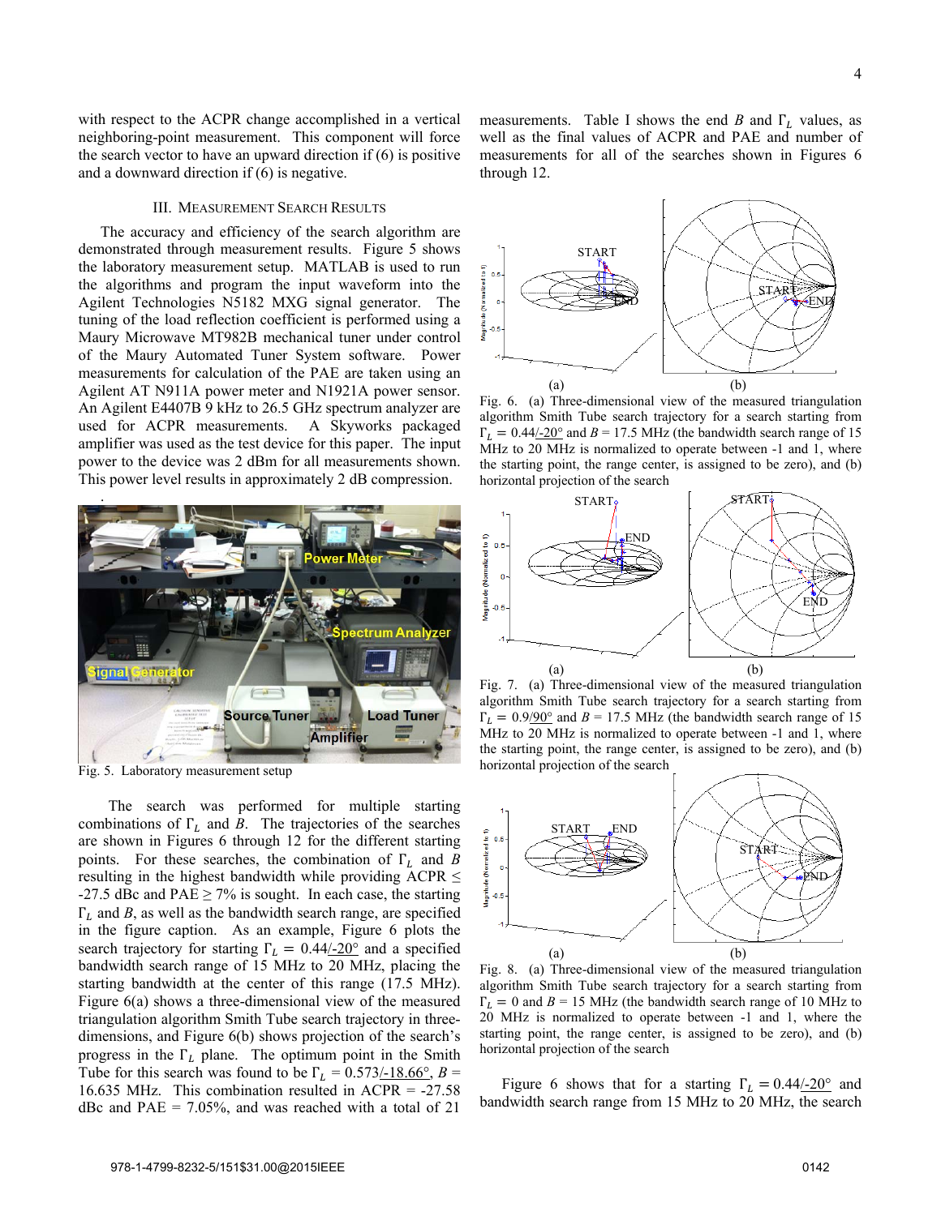with respect to the ACPR change accomplished in a vertical neighboring-point measurement. This component will force the search vector to have an upward direction if (6) is positive and a downward direction if (6) is negative.

## III. Measurement Search Results

The accuracy and efficiency of the search algorithm are demonstrated through measurement results. Figure 5 shows the laboratory measurement setup. MATLAB is used to run the algorithms and program the input waveform into the Agilent Technologies N5182 MXG signal generator. The tuning of the load reflection coefficient is performed using a Maury Microwave MT982B mechanical tuner under control of the Maury Automated Tuner System software. Power measurements for calculation of the PAE are taken using an Agilent AT N911A power meter and N1921A power sensor. An Agilent E4407B 9 kHz to 26.5 GHz spectrum analyzer are used for ACPR measurements. A Skyworks packaged amplifier was used as the test device for this paper. The input power to the device was 2 dBm for all measurements shown. This power level results in approximately 2 dB compression.

Fig. 5. Laboratory measurement setup

The search was performed for multiple starting combinations of $\Gamma_L$ and $B$. The trajectories of the searches are shown in Figures 6 through 12 for the different starting points. For these searches, the combination of $\Gamma_L$ and $B$ resulting in the highest bandwidth while providing ACPR $\leq$ -27.5 dBc and PAE $\geq$ 7% is sought. In each case, the starting $\Gamma_L$ and $B$, as well as the bandwidth search range, are specified in the figure caption. As an example, Figure 6 plots the search trajectory for starting $\Gamma_L = 0.44\angle -20°$ and a specified bandwidth search range of 15 MHz to 20 MHz, placing the starting bandwidth at the center of this range (17.5 MHz). Figure 6(a) shows a three-dimensional view of the measured triangulation algorithm Smith Tube search trajectory in three-dimensions, and Figure 6(b) shows projection of the search's progress in the $\Gamma_L$ plane. The optimum point in the Smith Tube for this search was found to be $\Gamma_L = 0.573\angle -18.66°$, $B$ = 16.635 MHz. This combination resulted in ACPR = -27.58 dBc and PAE = 7.05%, and was reached with a total of 21 measurements. Table I shows the end $B$ and $\Gamma_L$ values, as well as the final values of ACPR and PAE and number of measurements for all of the searches shown in Figures 6 through 12.

Fig. 6. (a) Three-dimensional view of the measured triangulation algorithm Smith Tube search trajectory for a search starting from $\Gamma_L = 0.44\angle -20°$ and $B$ = 17.5 MHz (the bandwidth search range of 15 MHz to 20 MHz is normalized to operate between -1 and 1, where the starting point, the range center, is assigned to be zero), and (b) horizontal projection of the search

Fig. 7. (a) Three-dimensional view of the measured triangulation algorithm Smith Tube search trajectory for a search starting from $\Gamma_L = 0.9\angle 90°$ and $B$ = 17.5 MHz (the bandwidth search range of 15 MHz to 20 MHz is normalized to operate between -1 and 1, where the starting point, the range center, is assigned to be zero), and (b) horizontal projection of the search

Fig. 8. (a) Three-dimensional view of the measured triangulation algorithm Smith Tube search trajectory for a search starting from $\Gamma_L = 0$ and $B$ = 15 MHz (the bandwidth search range of 10 MHz to 20 MHz is normalized to operate between -1 and 1, where the starting point, the range center, is assigned to be zero), and (b) horizontal projection of the search

Figure 6 shows that for a starting $\Gamma_L = 0.44\angle -20°$ and bandwidth search range from 15 MHz to 20 MHz, the search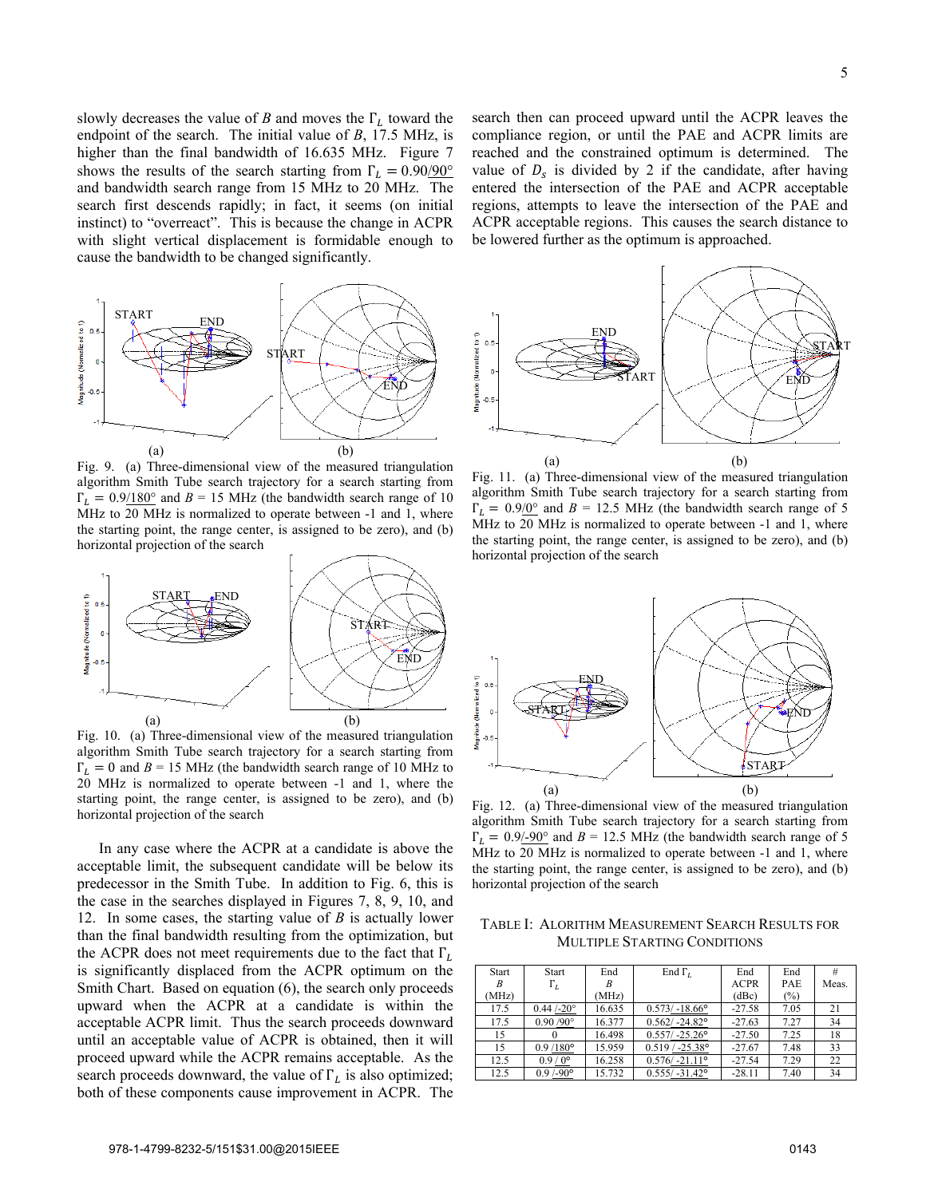slowly decreases the value of $B$ and moves the $\Gamma_L$ toward the endpoint of the search. The initial value of $B$, 17.5 MHz, is higher than the final bandwidth of 16.635 MHz. Figure 7 shows the results of the search starting from $\Gamma_L = 0.90\underline{/90°}$ and bandwidth search range from 15 MHz to 20 MHz. The search first descends rapidly; in fact, it seems (on initial instinct) to "overreact". This is because the change in ACPR with slight vertical displacement is formidable enough to cause the bandwidth to be changed significantly.

Fig. 9. (a) Three-dimensional view of the measured triangulation algorithm Smith Tube search trajectory for a search starting from $\Gamma_L = 0.9\underline{/180°}$ and $B$ = 15 MHz (the bandwidth search range of 10 MHz to 20 MHz is normalized to operate between -1 and 1, where the starting point, the range center, is assigned to be zero), and (b) horizontal projection of the search

Fig. 10. (a) Three-dimensional view of the measured triangulation algorithm Smith Tube search trajectory for a search starting from $\Gamma_L = 0$ and $B$ = 15 MHz (the bandwidth search range of 10 MHz to 20 MHz is normalized to operate between -1 and 1, where the starting point, the range center, is assigned to be zero), and (b) horizontal projection of the search

In any case where the ACPR at a candidate is above the acceptable limit, the subsequent candidate will be below its predecessor in the Smith Tube. In addition to Fig. 6, this is the case in the searches displayed in Figures 7, 8, 9, 10, and 12. In some cases, the starting value of $B$ is actually lower than the final bandwidth resulting from the optimization, but the ACPR does not meet requirements due to the fact that $\Gamma_L$ is significantly displaced from the ACPR optimum on the Smith Chart. Based on equation (6), the search only proceeds upward when the ACPR at a candidate is within the acceptable ACPR limit. Thus the search proceeds downward until an acceptable value of ACPR is obtained, then it will proceed upward while the ACPR remains acceptable. As the search proceeds downward, the value of $\Gamma_L$ is also optimized; both of these components cause improvement in ACPR. The search then can proceed upward until the ACPR leaves the compliance region, or until the PAE and ACPR limits are reached and the constrained optimum is determined. The value of $D_s$ is divided by 2 if the candidate, after having entered the intersection of the PAE and ACPR acceptable regions, attempts to leave the intersection of the PAE and ACPR acceptable regions. This causes the search distance to be lowered further as the optimum is approached.

Fig. 11. (a) Three-dimensional view of the measured triangulation algorithm Smith Tube search trajectory for a search starting from $\Gamma_L = 0.9\underline{/0°}$ and $B$ = 12.5 MHz (the bandwidth search range of 5 MHz to 20 MHz is normalized to operate between -1 and 1, where the starting point, the range center, is assigned to be zero), and (b) horizontal projection of the search

Fig. 12. (a) Three-dimensional view of the measured triangulation algorithm Smith Tube search trajectory for a search starting from $\Gamma_L = 0.9\underline{/-90°}$ and $B$ = 12.5 MHz (the bandwidth search range of 5 MHz to 20 MHz is normalized to operate between -1 and 1, where the starting point, the range center, is assigned to be zero), and (b) horizontal projection of the search

TABLE I: ALGORITHM MEASUREMENT SEARCH RESULTS FOR MULTIPLE STARTING CONDITIONS

| Start $B$ (MHz) | Start $\Gamma_L$ | End $B$ (MHz) | End $\Gamma_L$ | End ACPR (dBc) | End PAE (%) | # Meas. |
|---|---|---|---|---|---|---|
| 17.5 | 0.44 /-20° | 16.635 | 0.573/ -18.66° | -27.58 | 7.05 | 21 |
| 17.5 | 0.90 /90° | 16.377 | 0.562/ -24.82° | -27.63 | 7.27 | 34 |
| 15 | 0 | 16.498 | 0.557/ -25.26° | -27.50 | 7.25 | 18 |
| 15 | 0.9 /180° | 15.959 | 0.519 / -25.38° | -27.67 | 7.48 | 33 |
| 12.5 | 0.9 / 0° | 16.258 | 0.576/ -21.11° | -27.54 | 7.29 | 22 |
| 12.5 | 0.9 /-90° | 15.732 | 0.555/ -31.42° | -28.11 | 7.40 | 34 |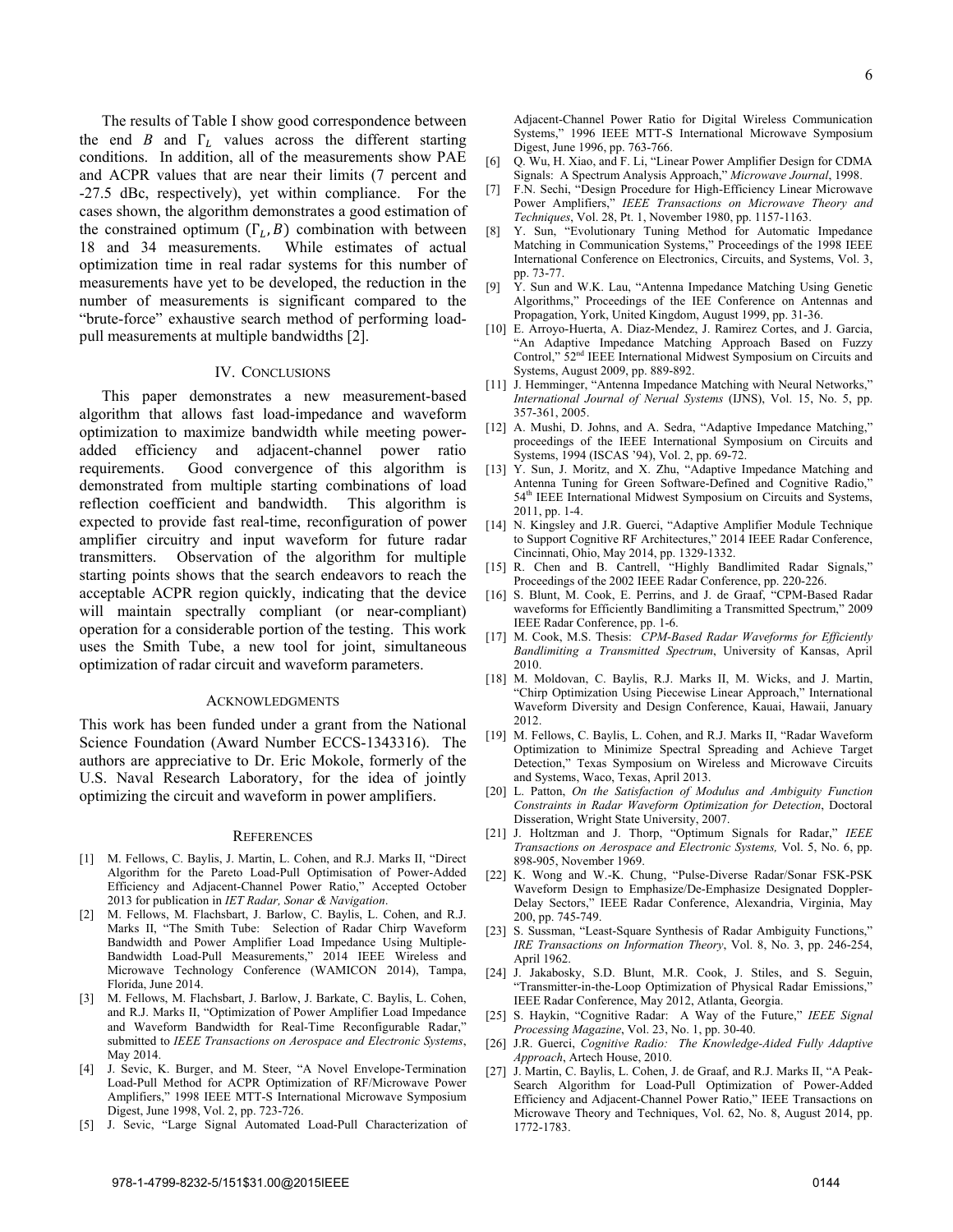The results of Table I show good correspondence between the end $B$ and $\Gamma_L$ values across the different starting conditions. In addition, all of the measurements show PAE and ACPR values that are near their limits (7 percent and -27.5 dBc, respectively), yet within compliance. For the cases shown, the algorithm demonstrates a good estimation of the constrained optimum $(\Gamma_L, B)$ combination with between 18 and 34 measurements. While estimates of actual optimization time in real radar systems for this number of measurements have yet to be developed, the reduction in the number of measurements is significant compared to the "brute-force" exhaustive search method of performing load-pull measurements at multiple bandwidths [2].

## IV. Conclusions

This paper demonstrates a new measurement-based algorithm that allows fast load-impedance and waveform optimization to maximize bandwidth while meeting power-added efficiency and adjacent-channel power ratio requirements. Good convergence of this algorithm is demonstrated from multiple starting combinations of load reflection coefficient and bandwidth. This algorithm is expected to provide fast real-time, reconfiguration of power amplifier circuitry and input waveform for future radar transmitters. Observation of the algorithm for multiple starting points shows that the search endeavors to reach the acceptable ACPR region quickly, indicating that the device will maintain spectrally compliant (or near-compliant) operation for a considerable portion of the testing. This work uses the Smith Tube, a new tool for joint, simultaneous optimization of radar circuit and waveform parameters.

## Acknowledgments

This work has been funded under a grant from the National Science Foundation (Award Number ECCS-1343316). The authors are appreciative to Dr. Eric Mokole, formerly of the U.S. Naval Research Laboratory, for the idea of jointly optimizing the circuit and waveform in power amplifiers.

## References

[1] M. Fellows, C. Baylis, J. Martin, L. Cohen, and R.J. Marks II, "Direct Algorithm for the Pareto Load-Pull Optimisation of Power-Added Efficiency and Adjacent-Channel Power Ratio," Accepted October 2013 for publication in *IET Radar, Sonar & Navigation*.

[2] M. Fellows, M. Flachsbart, J. Barlow, C. Baylis, L. Cohen, and R.J. Marks II, "The Smith Tube: Selection of Radar Chirp Waveform Bandwidth and Power Amplifier Load Impedance Using Multiple-Bandwidth Load-Pull Measurements," 2014 IEEE Wireless and Microwave Technology Conference (WAMICON 2014), Tampa, Florida, June 2014.

[3] M. Fellows, M. Flachsbart, J. Barlow, J. Barkate, C. Baylis, L. Cohen, and R.J. Marks II, "Optimization of Power Amplifier Load Impedance and Waveform Bandwidth for Real-Time Reconfigurable Radar," submitted to *IEEE Transactions on Aerospace and Electronic Systems*, May 2014.

[4] J. Sevic, K. Burger, and M. Steer, "A Novel Envelope-Termination Load-Pull Method for ACPR Optimization of RF/Microwave Power Amplifiers," 1998 IEEE MTT-S International Microwave Symposium Digest, June 1998, Vol. 2, pp. 723-726.

[5] J. Sevic, "Large Signal Automated Load-Pull Characterization of Adjacent-Channel Power Ratio for Digital Wireless Communication Systems," 1996 IEEE MTT-S International Microwave Symposium Digest, June 1996, pp. 763-766.

[6] Q. Wu, H. Xiao, and F. Li, "Linear Power Amplifier Design for CDMA Signals: A Spectrum Analysis Approach," *Microwave Journal*, 1998.

[7] F.N. Sechi, "Design Procedure for High-Efficiency Linear Microwave Power Amplifiers," *IEEE Transactions on Microwave Theory and Techniques*, Vol. 28, Pt. 1, November 1980, pp. 1157-1163.

[8] Y. Sun, "Evolutionary Tuning Method for Automatic Impedance Matching in Communication Systems," Proceedings of the 1998 IEEE International Conference on Electronics, Circuits, and Systems, Vol. 3, pp. 73-77.

[9] Y. Sun and W.K. Lau, "Antenna Impedance Matching Using Genetic Algorithms," Proceedings of the IEE Conference on Antennas and Propagation, York, United Kingdom, August 1999, pp. 31-36.

[10] E. Arroyo-Huerta, A. Diaz-Mendez, J. Ramirez Cortes, and J. Garcia, "An Adaptive Impedance Matching Approach Based on Fuzzy Control," 52nd IEEE International Midwest Symposium on Circuits and Systems, August 2009, pp. 889-892.

[11] J. Hemminger, "Antenna Impedance Matching with Neural Networks," *International Journal of Nerual Systems* (IJNS), Vol. 15, No. 5, pp. 357-361, 2005.

[12] A. Mushi, D. Johns, and A. Sedra, "Adaptive Impedance Matching," proceedings of the IEEE International Symposium on Circuits and Systems, 1994 (ISCAS '94), Vol. 2, pp. 69-72.

[13] Y. Sun, J. Moritz, and X. Zhu, "Adaptive Impedance Matching and Antenna Tuning for Green Software-Defined and Cognitive Radio," 54th IEEE International Midwest Symposium on Circuits and Systems, 2011, pp. 1-4.

[14] N. Kingsley and J.R. Guerci, "Adaptive Amplifier Module Technique to Support Cognitive RF Architectures," 2014 IEEE Radar Conference, Cincinnati, Ohio, May 2014, pp. 1329-1332.

[15] R. Chen and B. Cantrell, "Highly Bandlimited Radar Signals," Proceedings of the 2002 IEEE Radar Conference, pp. 220-226.

[16] S. Blunt, M. Cook, E. Perrins, and J. de Graaf, "CPM-Based Radar waveforms for Efficiently Bandlimiting a Transmitted Spectrum," 2009 IEEE Radar Conference, pp. 1-6.

[17] M. Cook, M.S. Thesis: *CPM-Based Radar Waveforms for Efficiently Bandlimiting a Transmitted Spectrum*, University of Kansas, April 2010.

[18] M. Moldovan, C. Baylis, R.J. Marks II, M. Wicks, and J. Martin, "Chirp Optimization Using Piecewise Linear Approach," International Waveform Diversity and Design Conference, Kauai, Hawaii, January 2012.

[19] M. Fellows, C. Baylis, L. Cohen, and R.J. Marks II, "Radar Waveform Optimization to Minimize Spectral Spreading and Achieve Target Detection," Texas Symposium on Wireless and Microwave Circuits and Systems, Waco, Texas, April 2013.

[20] L. Patton, *On the Satisfaction of Modulus and Ambiguity Function Constraints in Radar Waveform Optimization for Detection*, Doctoral Disseration, Wright State University, 2007.

[21] J. Holtzman and J. Thorp, "Optimum Signals for Radar," *IEEE Transactions on Aerospace and Electronic Systems,* Vol. 5, No. 6, pp. 898-905, November 1969.

[22] K. Wong and W.-K. Chung, "Pulse-Diverse Radar/Sonar FSK-PSK Waveform Design to Emphasize/De-Emphasize Designated Doppler-Delay Sectors," IEEE Radar Conference, Alexandria, Virginia, May 200, pp. 745-749.

[23] S. Sussman, "Least-Square Synthesis of Radar Ambiguity Functions," *IRE Transactions on Information Theory*, Vol. 8, No. 3, pp. 246-254, April 1962.

[24] J. Jakabosky, S.D. Blunt, M.R. Cook, J. Stiles, and S. Seguin, "Transmitter-in-the-Loop Optimization of Physical Radar Emissions," IEEE Radar Conference, May 2012, Atlanta, Georgia.

[25] S. Haykin, "Cognitive Radar: A Way of the Future," *IEEE Signal Processing Magazine*, Vol. 23, No. 1, pp. 30-40.

[26] J.R. Guerci, *Cognitive Radio: The Knowledge-Aided Fully Adaptive Approach*, Artech House, 2010.

[27] J. Martin, C. Baylis, L. Cohen, J. de Graaf, and R.J. Marks II, "A Peak-Search Algorithm for Load-Pull Optimization of Power-Added Efficiency and Adjacent-Channel Power Ratio," IEEE Transactions on Microwave Theory and Techniques, Vol. 62, No. 8, August 2014, pp. 1772-1783.